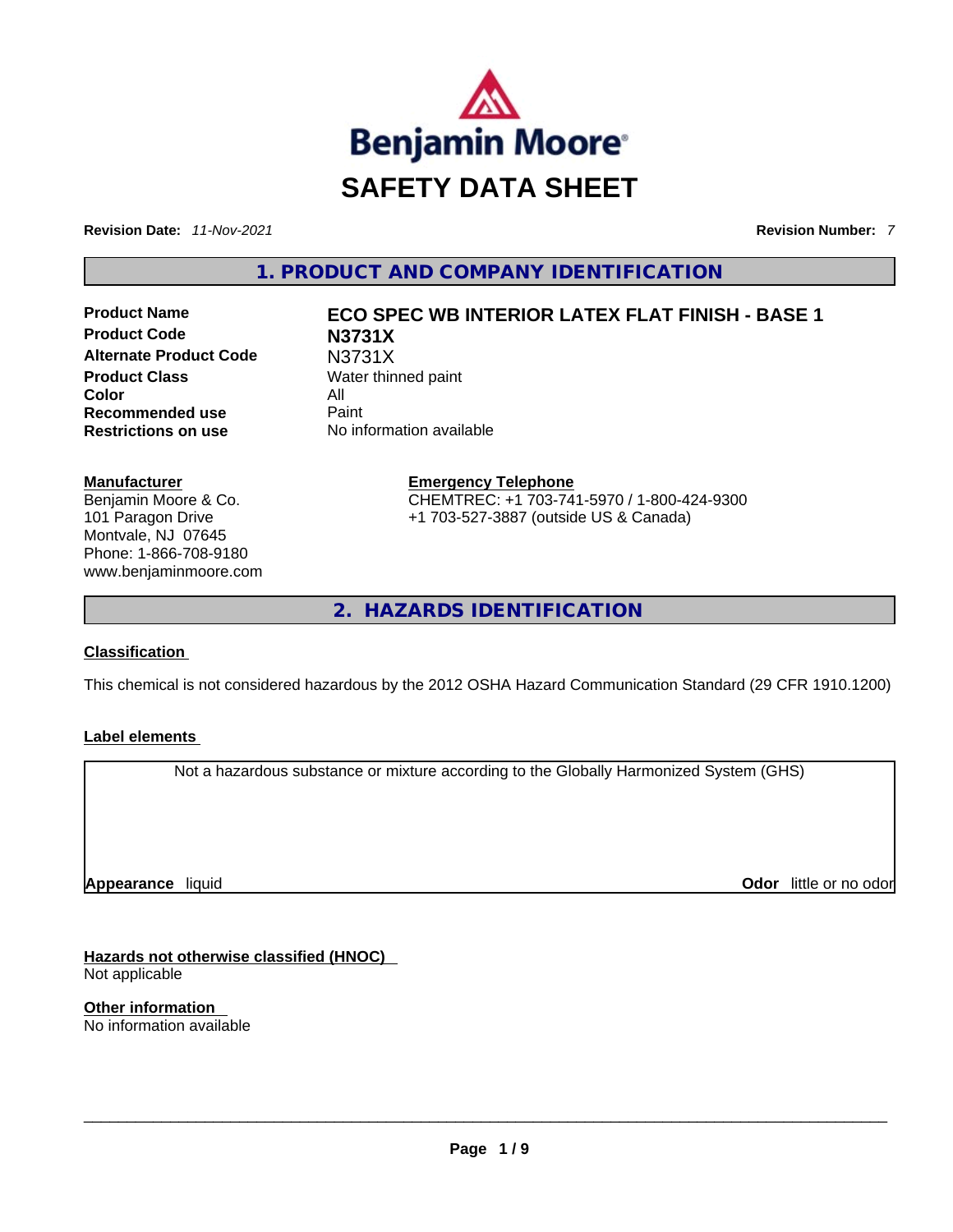Benjamin Moore

# SAFETY DATA SHEET

**Revision Date:** *11-Nov-2021* **Revision Number:** *7*

## 1. PRODUCT AND COMPANY IDENTIFICATION

| | |
|---|---|
| **Product Name** | **ECO SPEC WB INTERIOR LATEX FLAT FINISH - BASE 1** |
| **Product Code** | **N3731X** |
| **Alternate Product Code** | N3731X |
| **Product Class** | Water thinned paint |
| **Color** | All |
| **Recommended use** | Paint |
| **Restrictions on use** | No information available |

**Manufacturer**
Benjamin Moore & Co.
101 Paragon Drive
Montvale, NJ 07645
Phone: 1-866-708-9180
www.benjaminmoore.com

**Emergency Telephone**
CHEMTREC: +1 703-741-5970 / 1-800-424-9300
+1 703-527-3887 (outside US & Canada)

## 2. HAZARDS IDENTIFICATION

**Classification**

This chemical is not considered hazardous by the 2012 OSHA Hazard Communication Standard (29 CFR 1910.1200)

**Label elements**

Not a hazardous substance or mixture according to the Globally Harmonized System (GHS)

**Appearance** liquid **Odor** little or no odor

**Hazards not otherwise classified (HNOC)**
Not applicable

**Other information**
No information available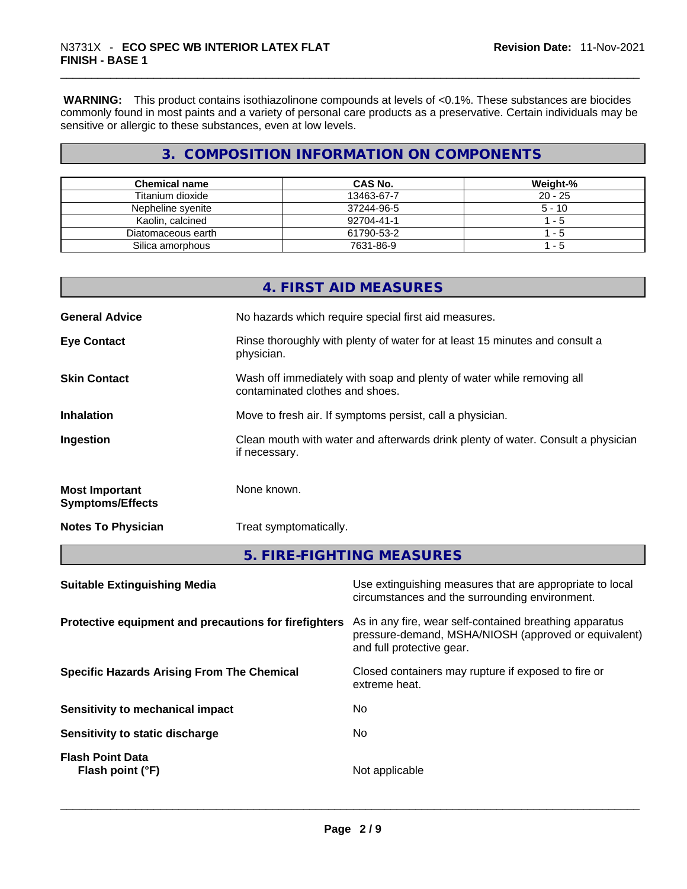**WARNING:** This product contains isothiazolinone compounds at levels of <0.1%. These substances are biocides commonly found in most paints and a variety of personal care products as a preservative. Certain individuals may be sensitive or allergic to these substances, even at low levels.

## 3. COMPOSITION INFORMATION ON COMPONENTS

| Chemical name | CAS No. | Weight-% |
|---|---|---|
| Titanium dioxide | 13463-67-7 | 20 - 25 |
| Nepheline syenite | 37244-96-5 | 5 - 10 |
| Kaolin, calcined | 92704-41-1 | 1 - 5 |
| Diatomaceous earth | 61790-53-2 | 1 - 5 |
| Silica amorphous | 7631-86-9 | 1 - 5 |

## 4. FIRST AID MEASURES

**General Advice**: No hazards which require special first aid measures.

**Eye Contact**: Rinse thoroughly with plenty of water for at least 15 minutes and consult a physician.

**Skin Contact**: Wash off immediately with soap and plenty of water while removing all contaminated clothes and shoes.

**Inhalation**: Move to fresh air. If symptoms persist, call a physician.

**Ingestion**: Clean mouth with water and afterwards drink plenty of water. Consult a physician if necessary.

**Most Important Symptoms/Effects**: None known.

**Notes To Physician**: Treat symptomatically.

## 5. FIRE-FIGHTING MEASURES

**Suitable Extinguishing Media**: Use extinguishing measures that are appropriate to local circumstances and the surrounding environment.

**Protective equipment and precautions for firefighters**: As in any fire, wear self-contained breathing apparatus pressure-demand, MSHA/NIOSH (approved or equivalent) and full protective gear.

**Specific Hazards Arising From The Chemical**: Closed containers may rupture if exposed to fire or extreme heat.

**Sensitivity to mechanical impact**: No

**Sensitivity to static discharge**: No

**Flash Point Data**
**Flash point (°F)**: Not applicable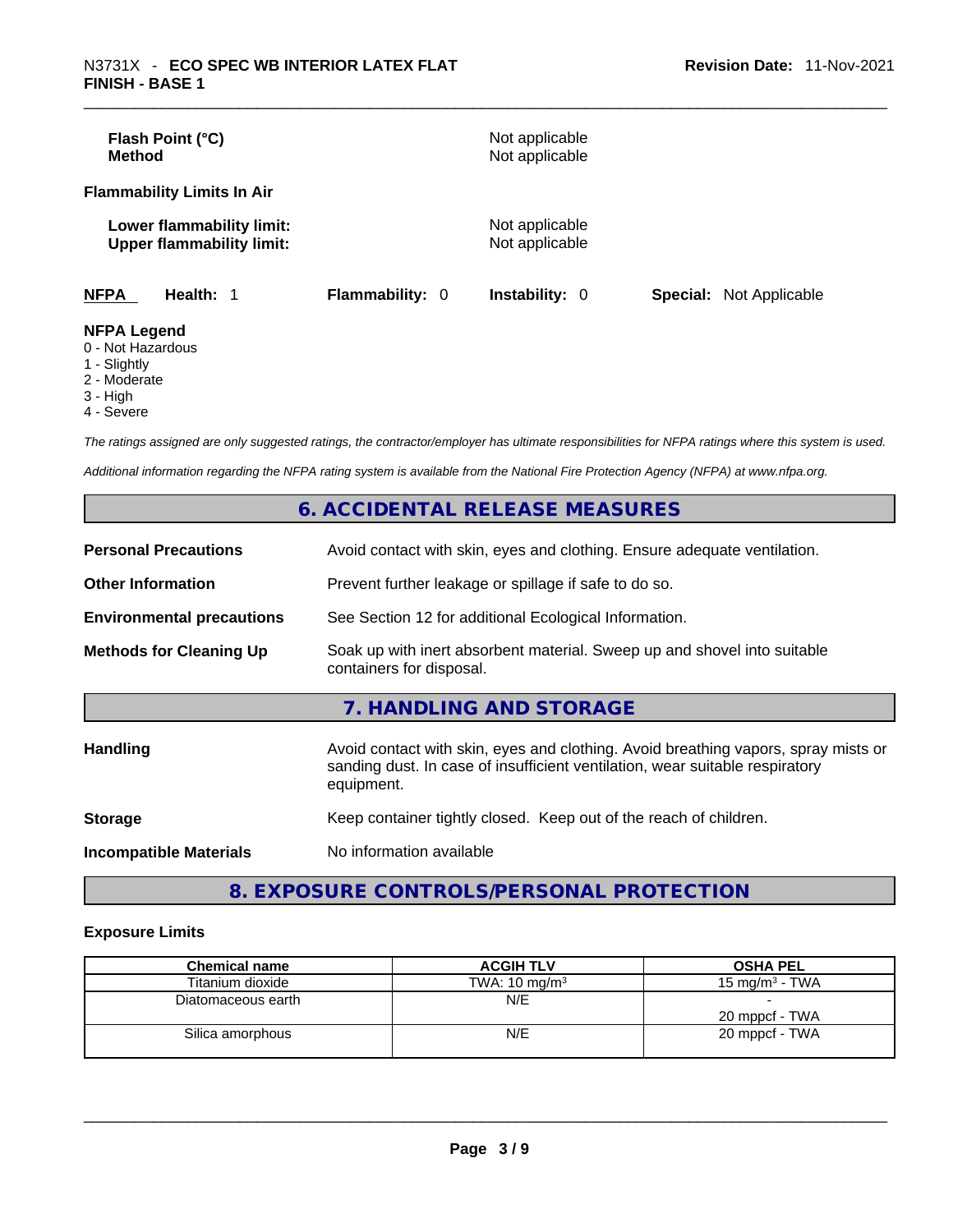| | |
|---|---|
| **Flash Point (°C)** | Not applicable |
| **Method** | Not applicable |

**Flammability Limits In Air**

| | |
|---|---|
| **Lower flammability limit:** | Not applicable |
| **Upper flammability limit:** | Not applicable |

**NFPA** **Health:** 1 **Flammability:** 0 **Instability:** 0 **Special:** Not Applicable

**NFPA Legend**
0 - Not Hazardous
1 - Slightly
2 - Moderate
3 - High
4 - Severe

*The ratings assigned are only suggested ratings, the contractor/employer has ultimate responsibilities for NFPA ratings where this system is used.*

*Additional information regarding the NFPA rating system is available from the National Fire Protection Agency (NFPA) at www.nfpa.org.*

## 6. ACCIDENTAL RELEASE MEASURES

| | |
|---|---|
| **Personal Precautions** | Avoid contact with skin, eyes and clothing. Ensure adequate ventilation. |
| **Other Information** | Prevent further leakage or spillage if safe to do so. |
| **Environmental precautions** | See Section 12 for additional Ecological Information. |
| **Methods for Cleaning Up** | Soak up with inert absorbent material. Sweep up and shovel into suitable containers for disposal. |

## 7. HANDLING AND STORAGE

| | |
|---|---|
| **Handling** | Avoid contact with skin, eyes and clothing. Avoid breathing vapors, spray mists or sanding dust. In case of insufficient ventilation, wear suitable respiratory equipment. |
| **Storage** | Keep container tightly closed. Keep out of the reach of children. |
| **Incompatible Materials** | No information available |

## 8. EXPOSURE CONTROLS/PERSONAL PROTECTION

### Exposure Limits

| Chemical name | ACGIH TLV | OSHA PEL |
|---|---|---|
| Titanium dioxide | TWA: 10 mg/m³ | 15 mg/m³ - TWA |
| Diatomaceous earth | N/E | -<br>20 mppcf - TWA |
| Silica amorphous | N/E | 20 mppcf - TWA |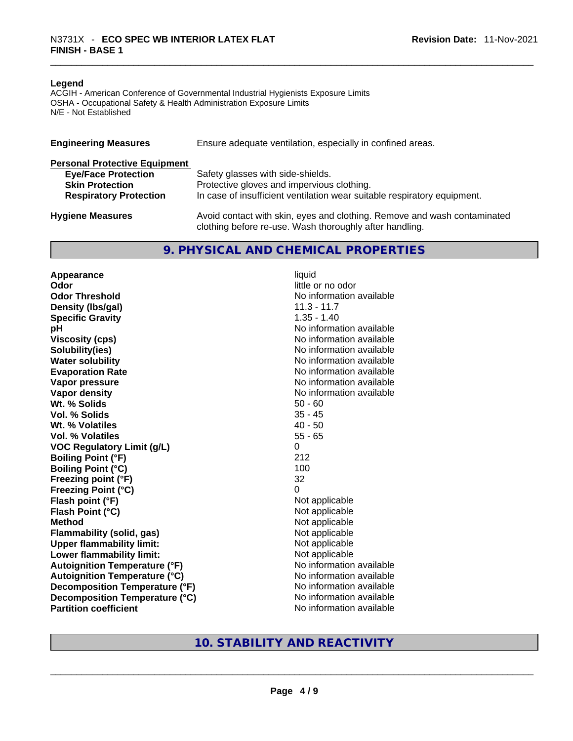**Legend**
ACGIH - American Conference of Governmental Industrial Hygienists Exposure Limits
OSHA - Occupational Safety & Health Administration Exposure Limits
N/E - Not Established

**Engineering Measures** Ensure adequate ventilation, especially in confined areas.

**Personal Protective Equipment**

| | |
|---|---|
| **Eye/Face Protection** | Safety glasses with side-shields. |
| **Skin Protection** | Protective gloves and impervious clothing. |
| **Respiratory Protection** | In case of insufficient ventilation wear suitable respiratory equipment. |

**Hygiene Measures** Avoid contact with skin, eyes and clothing. Remove and wash contaminated clothing before re-use. Wash thoroughly after handling.

## 9. PHYSICAL AND CHEMICAL PROPERTIES

| | |
|---|---|
| **Appearance** | liquid |
| **Odor** | little or no odor |
| **Odor Threshold** | No information available |
| **Density (lbs/gal)** | 11.3 - 11.7 |
| **Specific Gravity** | 1.35 - 1.40 |
| **pH** | No information available |
| **Viscosity (cps)** | No information available |
| **Solubility(ies)** | No information available |
| **Water solubility** | No information available |
| **Evaporation Rate** | No information available |
| **Vapor pressure** | No information available |
| **Vapor density** | No information available |
| **Wt. % Solids** | 50 - 60 |
| **Vol. % Solids** | 35 - 45 |
| **Wt. % Volatiles** | 40 - 50 |
| **Vol. % Volatiles** | 55 - 65 |
| **VOC Regulatory Limit (g/L)** | 0 |
| **Boiling Point (°F)** | 212 |
| **Boiling Point (°C)** | 100 |
| **Freezing point (°F)** | 32 |
| **Freezing Point (°C)** | 0 |
| **Flash point (°F)** | Not applicable |
| **Flash Point (°C)** | Not applicable |
| **Method** | Not applicable |
| **Flammability (solid, gas)** | Not applicable |
| **Upper flammability limit:** | Not applicable |
| **Lower flammability limit:** | Not applicable |
| **Autoignition Temperature (°F)** | No information available |
| **Autoignition Temperature (°C)** | No information available |
| **Decomposition Temperature (°F)** | No information available |
| **Decomposition Temperature (°C)** | No information available |
| **Partition coefficient** | No information available |

## 10. STABILITY AND REACTIVITY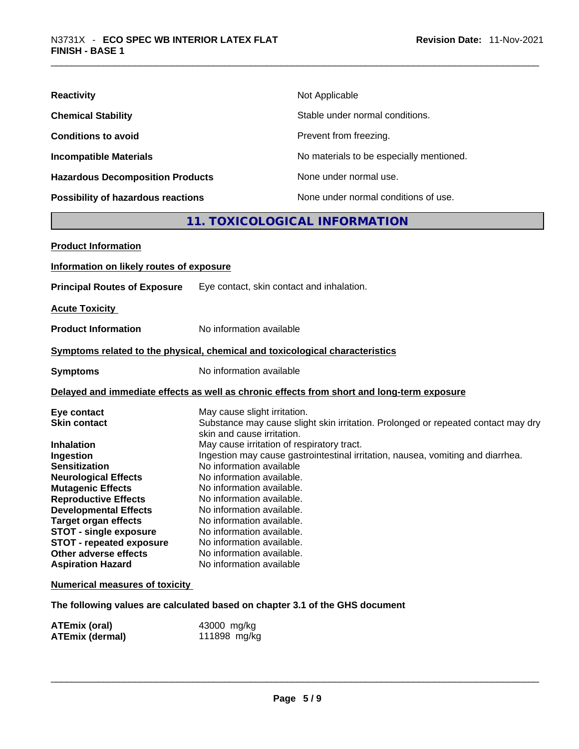| | |
|---|---|
| **Reactivity** | Not Applicable |
| **Chemical Stability** | Stable under normal conditions. |
| **Conditions to avoid** | Prevent from freezing. |
| **Incompatible Materials** | No materials to be especially mentioned. |
| **Hazardous Decomposition Products** | None under normal use. |
| **Possibility of hazardous reactions** | None under normal conditions of use. |

## 11. TOXICOLOGICAL INFORMATION

**Product Information**

**Information on likely routes of exposure**

**Principal Routes of Exposure** Eye contact, skin contact and inhalation.

**Acute Toxicity**

**Product Information** No information available

**Symptoms related to the physical, chemical and toxicological characteristics**

**Symptoms** No information available

**Delayed and immediate effects as well as chronic effects from short and long-term exposure**

| | |
|---|---|
| **Eye contact** | May cause slight irritation. |
| **Skin contact** | Substance may cause slight skin irritation. Prolonged or repeated contact may dry skin and cause irritation. |
| **Inhalation** | May cause irritation of respiratory tract. |
| **Ingestion** | Ingestion may cause gastrointestinal irritation, nausea, vomiting and diarrhea. |
| **Sensitization** | No information available |
| **Neurological Effects** | No information available. |
| **Mutagenic Effects** | No information available. |
| **Reproductive Effects** | No information available. |
| **Developmental Effects** | No information available. |
| **Target organ effects** | No information available. |
| **STOT - single exposure** | No information available. |
| **STOT - repeated exposure** | No information available. |
| **Other adverse effects** | No information available. |
| **Aspiration Hazard** | No information available |

**Numerical measures of toxicity**

**The following values are calculated based on chapter 3.1 of the GHS document**

| | |
|---|---|
| **ATEmix (oral)** | 43000 mg/kg |
| **ATEmix (dermal)** | 111898 mg/kg |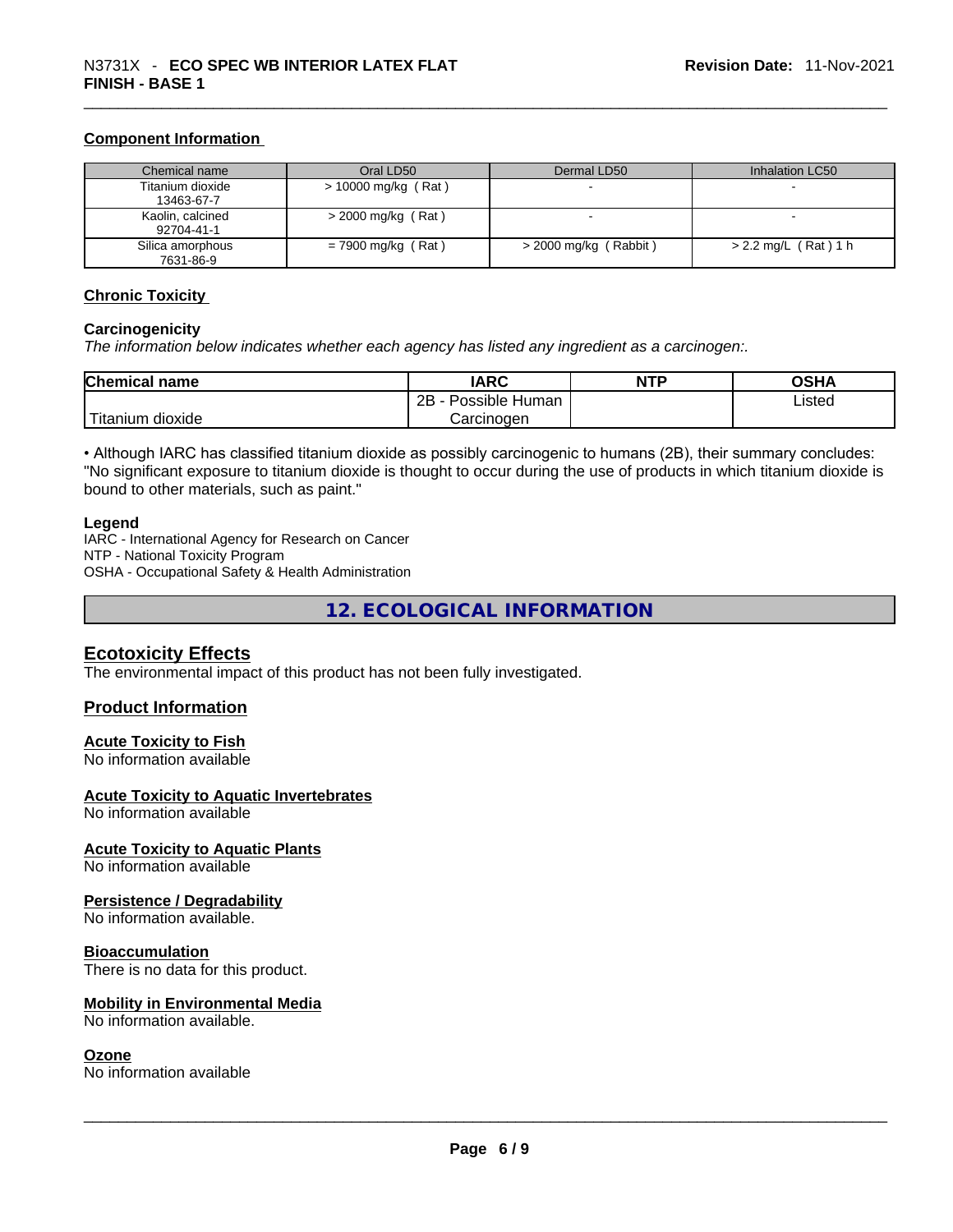### Component Information

| Chemical name | Oral LD50 | Dermal LD50 | Inhalation LC50 |
|---|---|---|---|
| Titanium dioxide 13463-67-7 | > 10000 mg/kg ( Rat ) | - | - |
| Kaolin, calcined 92704-41-1 | > 2000 mg/kg ( Rat ) | - | - |
| Silica amorphous 7631-86-9 | = 7900 mg/kg ( Rat ) | > 2000 mg/kg ( Rabbit ) | > 2.2 mg/L ( Rat ) 1 h |

### Chronic Toxicity

**Carcinogenicity**

*The information below indicates whether each agency has listed any ingredient as a carcinogen:.*

| Chemical name | IARC | NTP | OSHA |
|---|---|---|---|
| Titanium dioxide | 2B - Possible Human Carcinogen | | Listed |

• Although IARC has classified titanium dioxide as possibly carcinogenic to humans (2B), their summary concludes: "No significant exposure to titanium dioxide is thought to occur during the use of products in which titanium dioxide is bound to other materials, such as paint."

**Legend**

IARC - International Agency for Research on Cancer
NTP - National Toxicity Program
OSHA - Occupational Safety & Health Administration

## 12. ECOLOGICAL INFORMATION

### Ecotoxicity Effects

The environmental impact of this product has not been fully investigated.

### Product Information

**Acute Toxicity to Fish**
No information available

**Acute Toxicity to Aquatic Invertebrates**
No information available

**Acute Toxicity to Aquatic Plants**
No information available

**Persistence / Degradability**
No information available.

**Bioaccumulation**
There is no data for this product.

**Mobility in Environmental Media**
No information available.

**Ozone**
No information available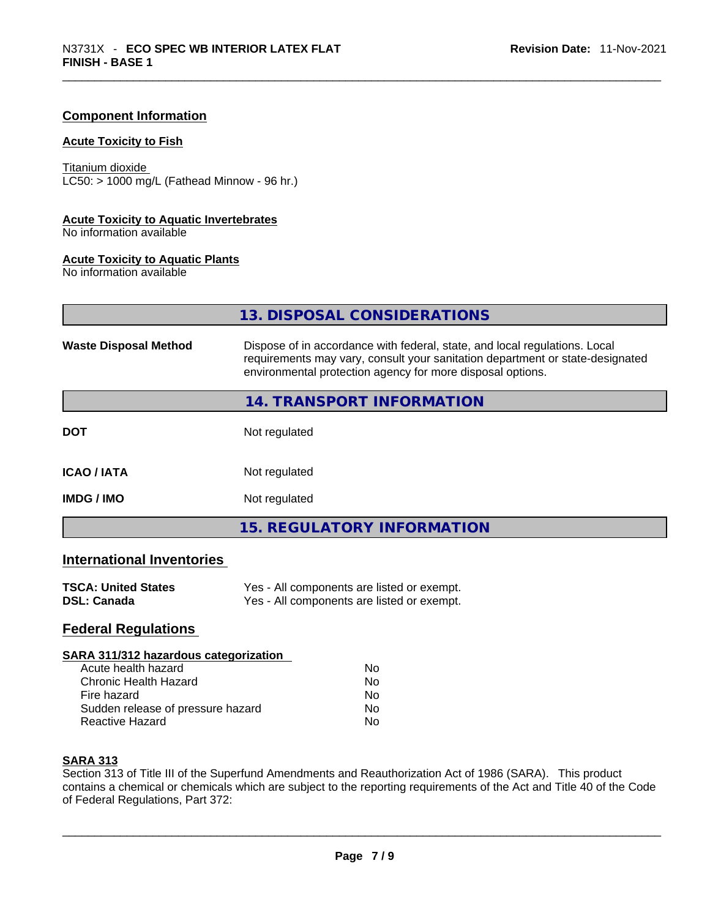## Component Information

### Acute Toxicity to Fish

Titanium dioxide
LC50: > 1000 mg/L (Fathead Minnow - 96 hr.)

### Acute Toxicity to Aquatic Invertebrates

No information available

### Acute Toxicity to Aquatic Plants

No information available

## 13. DISPOSAL CONSIDERATIONS

| | |
|---|---|
| **Waste Disposal Method** | Dispose of in accordance with federal, state, and local regulations. Local requirements may vary, consult your sanitation department or state-designated environmental protection agency for more disposal options. |

## 14. TRANSPORT INFORMATION

| | |
|---|---|
| **DOT** | Not regulated |
| **ICAO / IATA** | Not regulated |
| **IMDG / IMO** | Not regulated |

## 15. REGULATORY INFORMATION

## International Inventories

| | |
|---|---|
| **TSCA: United States** | Yes - All components are listed or exempt. |
| **DSL: Canada** | Yes - All components are listed or exempt. |

## Federal Regulations

### SARA 311/312 hazardous categorization

| | |
|---|---|
| Acute health hazard | No |
| Chronic Health Hazard | No |
| Fire hazard | No |
| Sudden release of pressure hazard | No |
| Reactive Hazard | No |

### SARA 313

Section 313 of Title III of the Superfund Amendments and Reauthorization Act of 1986 (SARA). This product contains a chemical or chemicals which are subject to the reporting requirements of the Act and Title 40 of the Code of Federal Regulations, Part 372: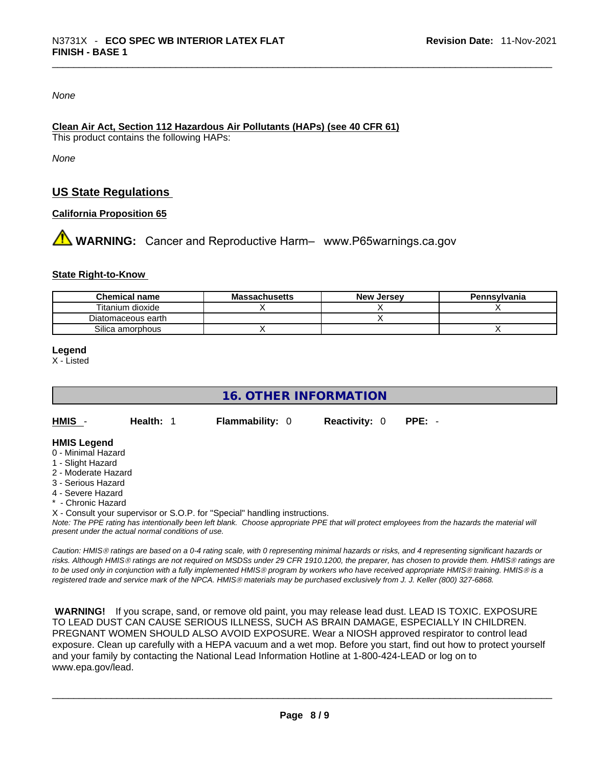*None*

**Clean Air Act, Section 112 Hazardous Air Pollutants (HAPs) (see 40 CFR 61)**
This product contains the following HAPs:

*None*

## US State Regulations

**California Proposition 65**

⚠ **WARNING:** Cancer and Reproductive Harm– www.P65warnings.ca.gov

**State Right-to-Know**

| Chemical name | Massachusetts | New Jersey | Pennsylvania |
| --- | --- | --- | --- |
| Titanium dioxide | X | X | X |
| Diatomaceous earth | | X | |
| Silica amorphous | X | | X |

**Legend**
X - Listed

# 16. OTHER INFORMATION

**HMIS** - **Health:** 1 **Flammability:** 0 **Reactivity:** 0 **PPE:** -

**HMIS Legend**
0 - Minimal Hazard
1 - Slight Hazard
2 - Moderate Hazard
3 - Serious Hazard
4 - Severe Hazard
* - Chronic Hazard
X - Consult your supervisor or S.O.P. for "Special" handling instructions.
*Note: The PPE rating has intentionally been left blank. Choose appropriate PPE that will protect employees from the hazards the material will present under the actual normal conditions of use.*

*Caution: HMIS® ratings are based on a 0-4 rating scale, with 0 representing minimal hazards or risks, and 4 representing significant hazards or risks. Although HMIS® ratings are not required on MSDSs under 29 CFR 1910.1200, the preparer, has chosen to provide them. HMIS® ratings are to be used only in conjunction with a fully implemented HMIS® program by workers who have received appropriate HMIS® training. HMIS® is a registered trade and service mark of the NPCA. HMIS® materials may be purchased exclusively from J. J. Keller (800) 327-6868.*

**WARNING!** If you scrape, sand, or remove old paint, you may release lead dust. LEAD IS TOXIC. EXPOSURE TO LEAD DUST CAN CAUSE SERIOUS ILLNESS, SUCH AS BRAIN DAMAGE, ESPECIALLY IN CHILDREN. PREGNANT WOMEN SHOULD ALSO AVOID EXPOSURE. Wear a NIOSH approved respirator to control lead exposure. Clean up carefully with a HEPA vacuum and a wet mop. Before you start, find out how to protect yourself and your family by contacting the National Lead Information Hotline at 1-800-424-LEAD or log on to www.epa.gov/lead.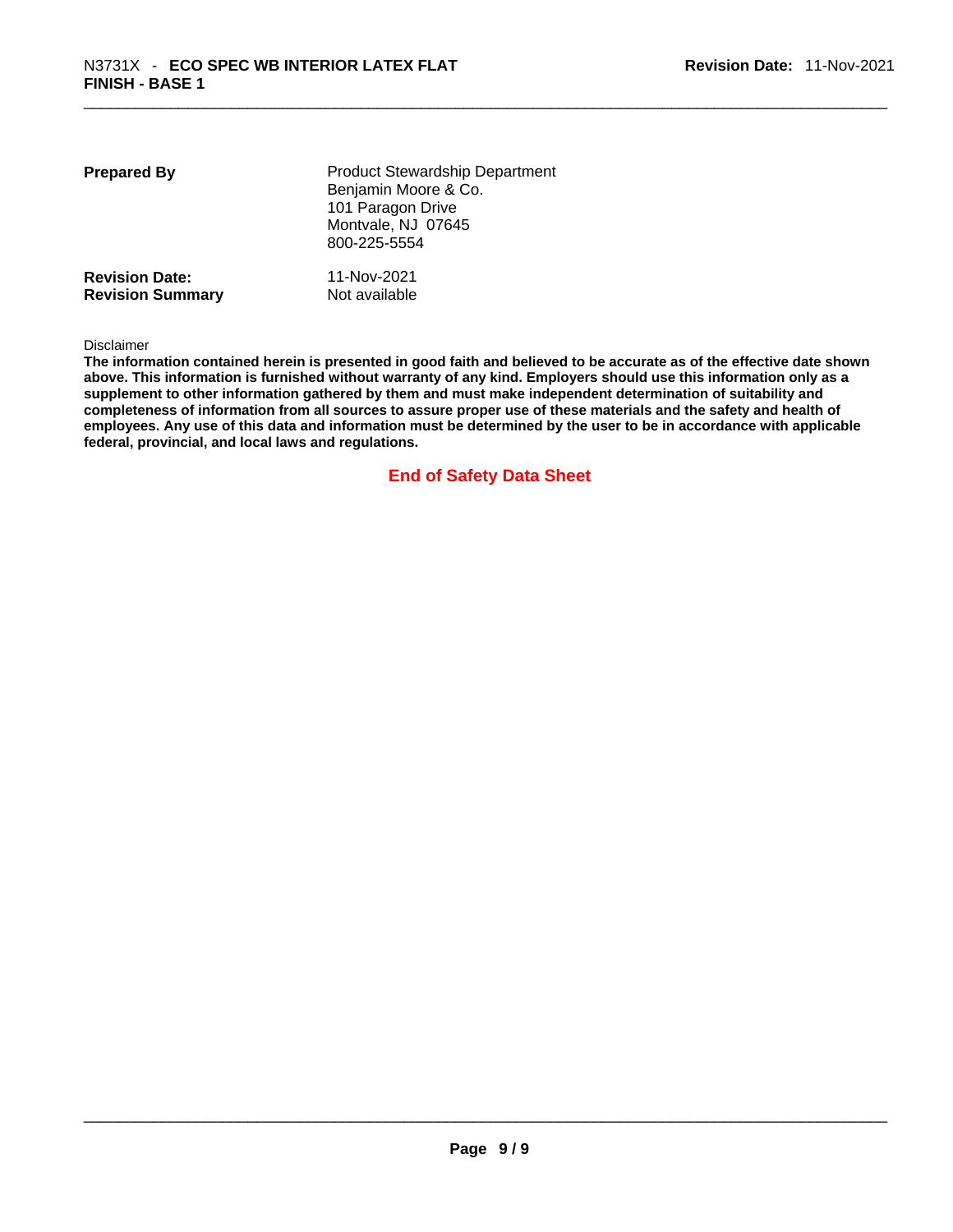| | |
|---|---|
| **Prepared By** | Product Stewardship Department<br>Benjamin Moore & Co.<br>101 Paragon Drive<br>Montvale, NJ 07645<br>800-225-5554 |
| **Revision Date:** | 11-Nov-2021 |
| **Revision Summary** | Not available |

Disclaimer

**The information contained herein is presented in good faith and believed to be accurate as of the effective date shown above. This information is furnished without warranty of any kind. Employers should use this information only as a supplement to other information gathered by them and must make independent determination of suitability and completeness of information from all sources to assure proper use of these materials and the safety and health of employees. Any use of this data and information must be determined by the user to be in accordance with applicable federal, provincial, and local laws and regulations.**

**End of Safety Data Sheet**